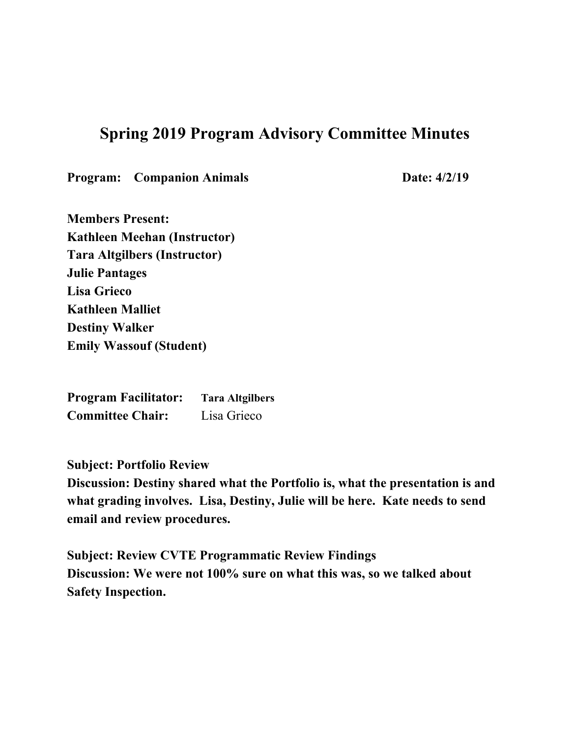# Spring 2019 Program Advisory Committee Minutes

**Program: Companion Animals** **Date: 4/2/19**

**Members Present:**
**Kathleen Meehan (Instructor)**
**Tara Altgilbers (Instructor)**
**Julie Pantages**
**Lisa Grieco**
**Kathleen Malliet**
**Destiny Walker**
**Emily Wassouf (Student)**

**Program Facilitator:** **Tara Altgilbers**
**Committee Chair:** Lisa Grieco

**Subject: Portfolio Review**
**Discussion: Destiny shared what the Portfolio is, what the presentation is and what grading involves. Lisa, Destiny, Julie will be here. Kate needs to send email and review procedures.**

**Subject: Review CVTE Programmatic Review Findings**
**Discussion: We were not 100% sure on what this was, so we talked about Safety Inspection.**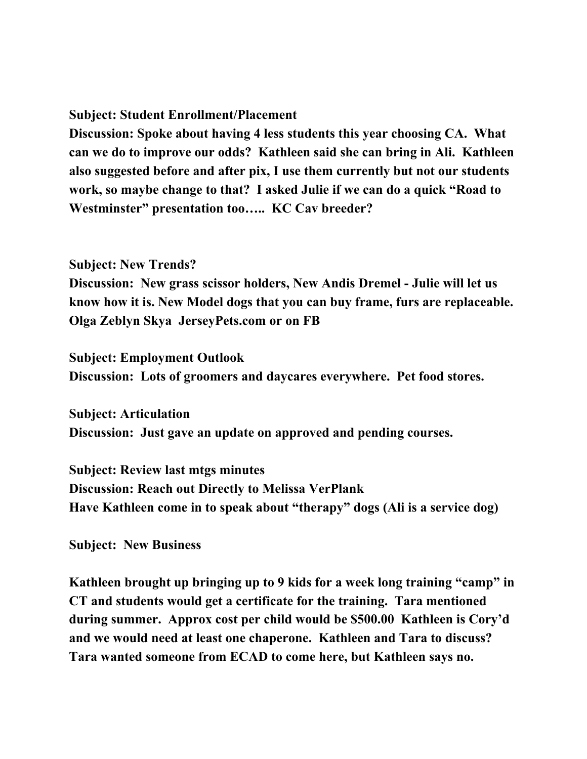**Subject: Student Enrollment/Placement**
**Discussion: Spoke about having 4 less students this year choosing CA. What can we do to improve our odds? Kathleen said she can bring in Ali. Kathleen also suggested before and after pix, I use them currently but not our students work, so maybe change to that? I asked Julie if we can do a quick "Road to Westminster" presentation too….. KC Cav breeder?**

**Subject: New Trends?**
**Discussion: New grass scissor holders, New Andis Dremel - Julie will let us know how it is. New Model dogs that you can buy frame, furs are replaceable. Olga Zeblyn Skya JerseyPets.com or on FB**

**Subject: Employment Outlook**
**Discussion: Lots of groomers and daycares everywhere. Pet food stores.**

**Subject: Articulation**
**Discussion: Just gave an update on approved and pending courses.**

**Subject: Review last mtgs minutes**
**Discussion: Reach out Directly to Melissa VerPlank**
**Have Kathleen come in to speak about "therapy" dogs (Ali is a service dog)**

**Subject: New Business**

**Kathleen brought up bringing up to 9 kids for a week long training "camp" in CT and students would get a certificate for the training. Tara mentioned during summer. Approx cost per child would be $500.00 Kathleen is Cory'd and we would need at least one chaperone. Kathleen and Tara to discuss? Tara wanted someone from ECAD to come here, but Kathleen says no.**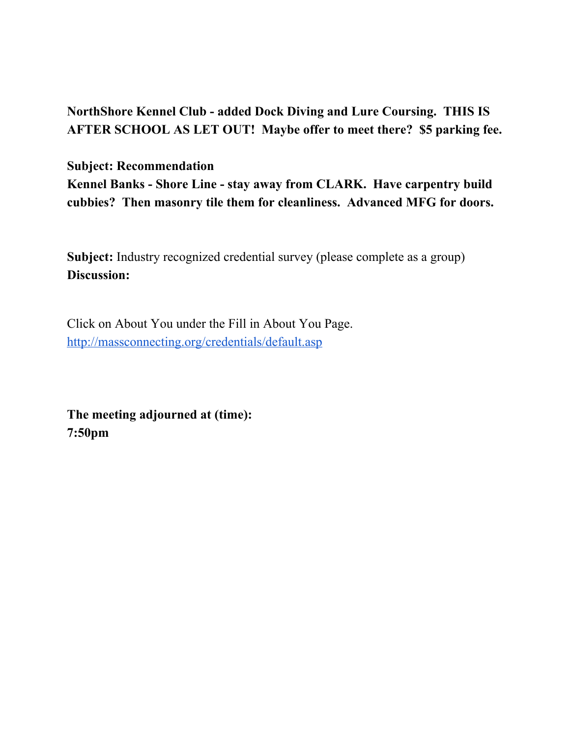**NorthShore Kennel Club - added Dock Diving and Lure Coursing. THIS IS AFTER SCHOOL AS LET OUT! Maybe offer to meet there? $5 parking fee.**

**Subject: Recommendation**
**Kennel Banks - Shore Line - stay away from CLARK. Have carpentry build cubbies? Then masonry tile them for cleanliness. Advanced MFG for doors.**

**Subject:** Industry recognized credential survey (please complete as a group)
**Discussion:**

Click on About You under the Fill in About You Page.
[http://massconnecting.org/credentials/default.asp](http://massconnecting.org/credentials/default.asp)

**The meeting adjourned at (time):**
**7:50pm**